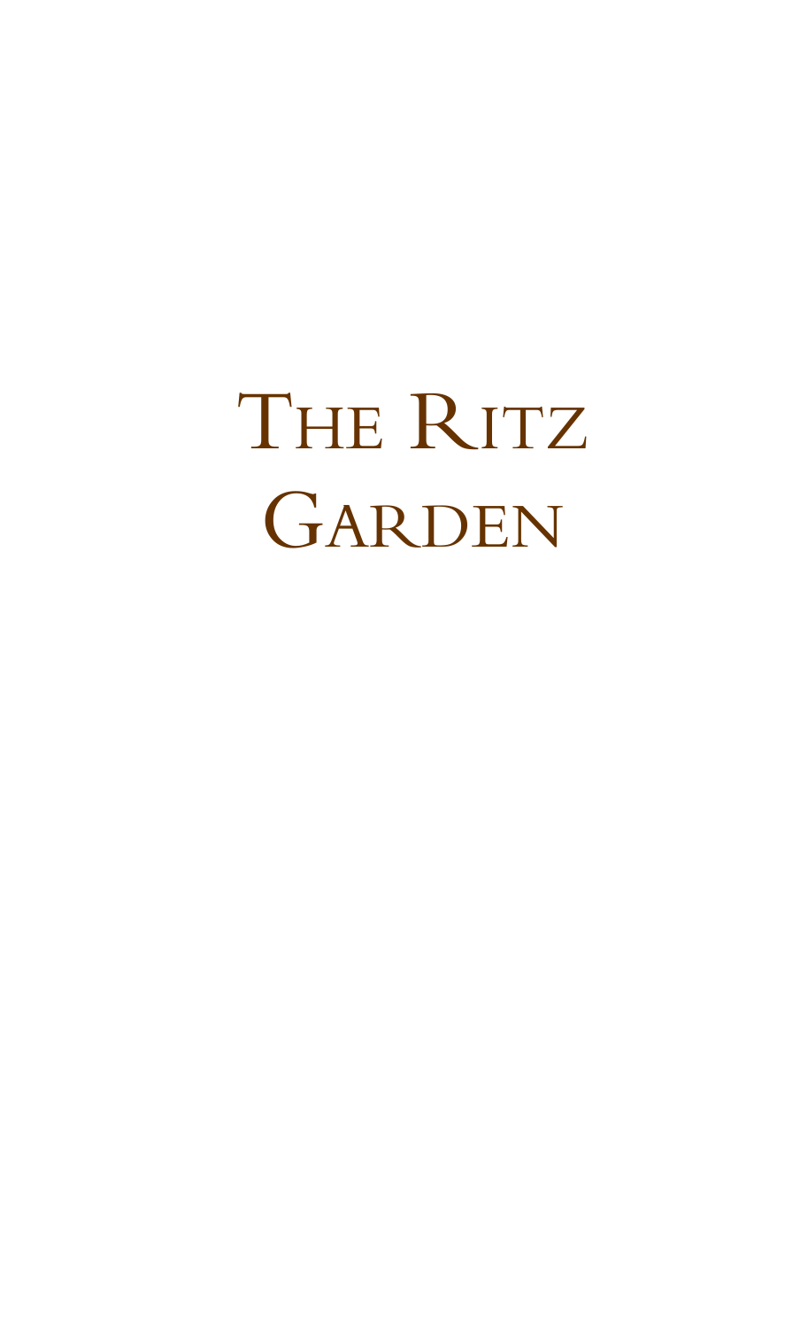# The Ritz Garden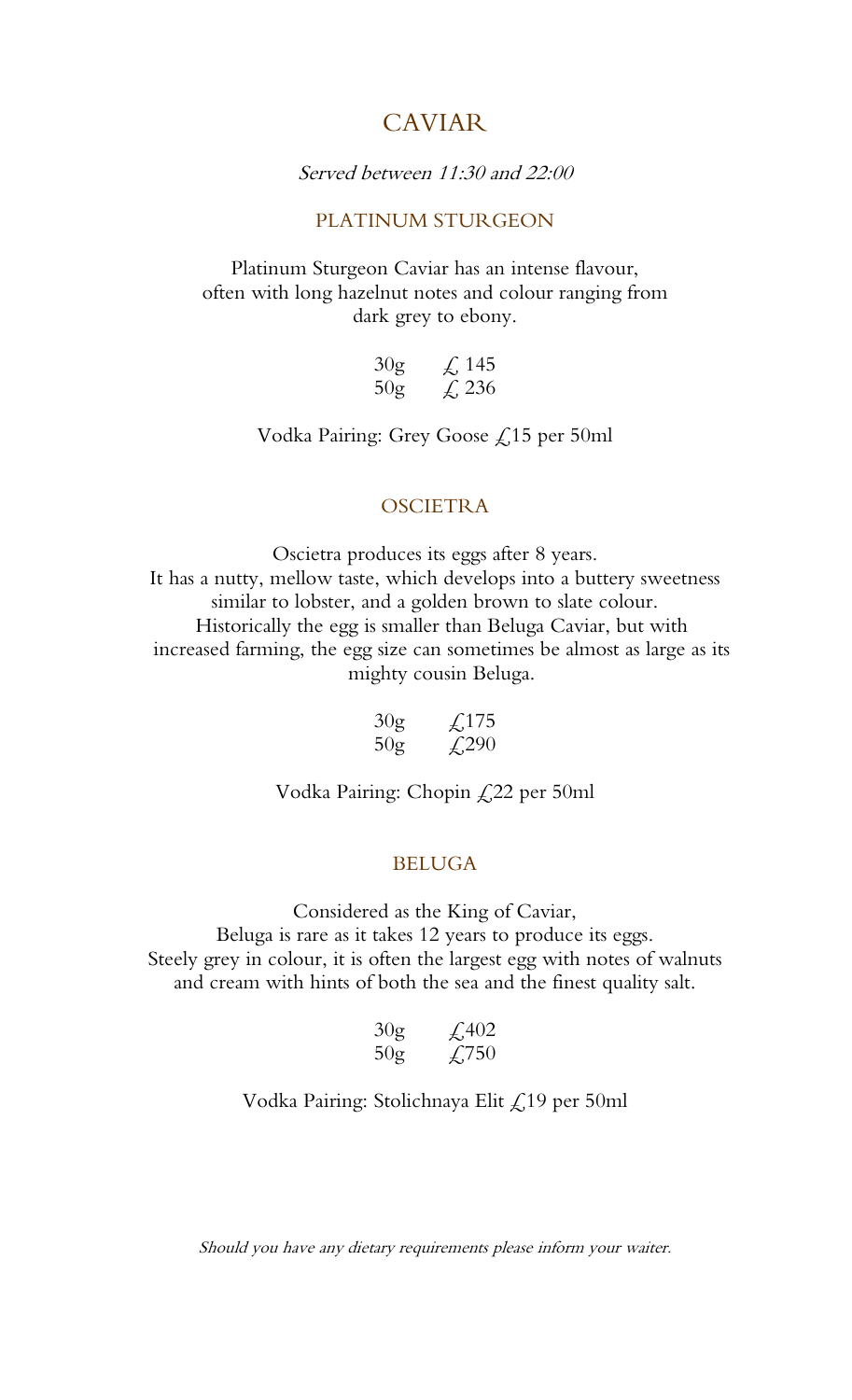# CAVIAR

*Served between 11:30 and 22:00*

## PLATINUM STURGEON

Platinum Sturgeon Caviar has an intense flavour, often with long hazelnut notes and colour ranging from dark grey to ebony.

| | |
|---|---|
| 30g | £ 145 |
| 50g | £ 236 |

Vodka Pairing: Grey Goose £15 per 50ml

## OSCIETRA

Oscietra produces its eggs after 8 years.
It has a nutty, mellow taste, which develops into a buttery sweetness similar to lobster, and a golden brown to slate colour.
Historically the egg is smaller than Beluga Caviar, but with increased farming, the egg size can sometimes be almost as large as its mighty cousin Beluga.

| | |
|---|---|
| 30g | £175 |
| 50g | £290 |

Vodka Pairing: Chopin £22 per 50ml

## BELUGA

Considered as the King of Caviar,
Beluga is rare as it takes 12 years to produce its eggs.
Steely grey in colour, it is often the largest egg with notes of walnuts and cream with hints of both the sea and the finest quality salt.

| | |
|---|---|
| 30g | £402 |
| 50g | £750 |

Vodka Pairing: Stolichnaya Elit £19 per 50ml

*Should you have any dietary requirements please inform your waiter.*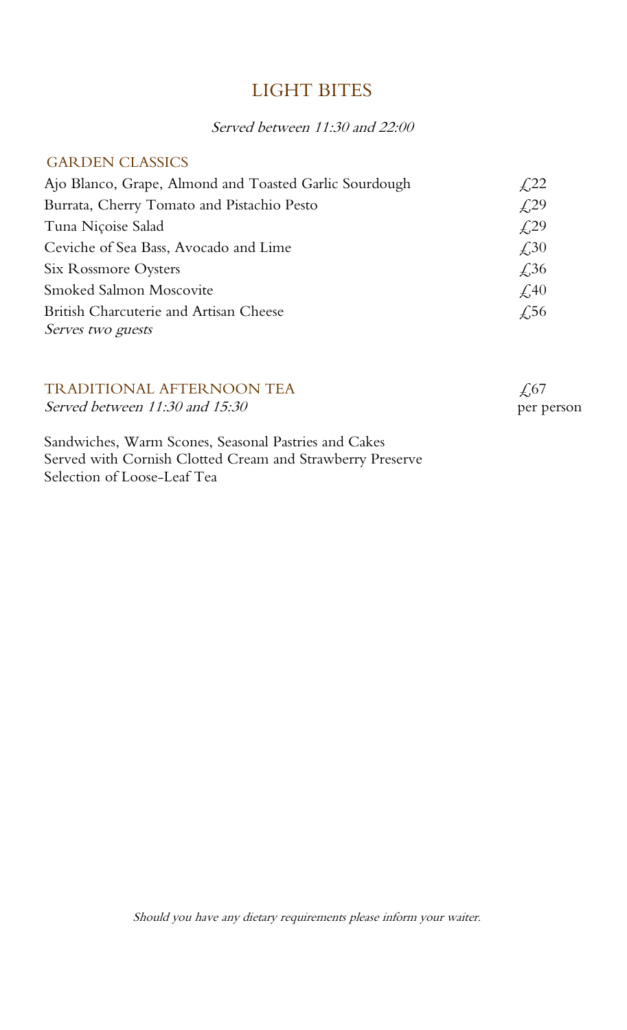# LIGHT BITES

*Served between 11:30 and 22:00*

## GARDEN CLASSICS

| | |
|---|---|
| Ajo Blanco, Grape, Almond and Toasted Garlic Sourdough | £22 |
| Burrata, Cherry Tomato and Pistachio Pesto | £29 |
| Tuna Niçoise Salad | £29 |
| Ceviche of Sea Bass, Avocado and Lime | £30 |
| Six Rossmore Oysters | £36 |
| Smoked Salmon Moscovite | £40 |
| British Charcuterie and Artisan Cheese<br>*Serves two guests* | £56 |

## TRADITIONAL AFTERNOON TEA

*Served between 11:30 and 15:30*

£67 per person

Sandwiches, Warm Scones, Seasonal Pastries and Cakes
Served with Cornish Clotted Cream and Strawberry Preserve
Selection of Loose-Leaf Tea

*Should you have any dietary requirements please inform your waiter.*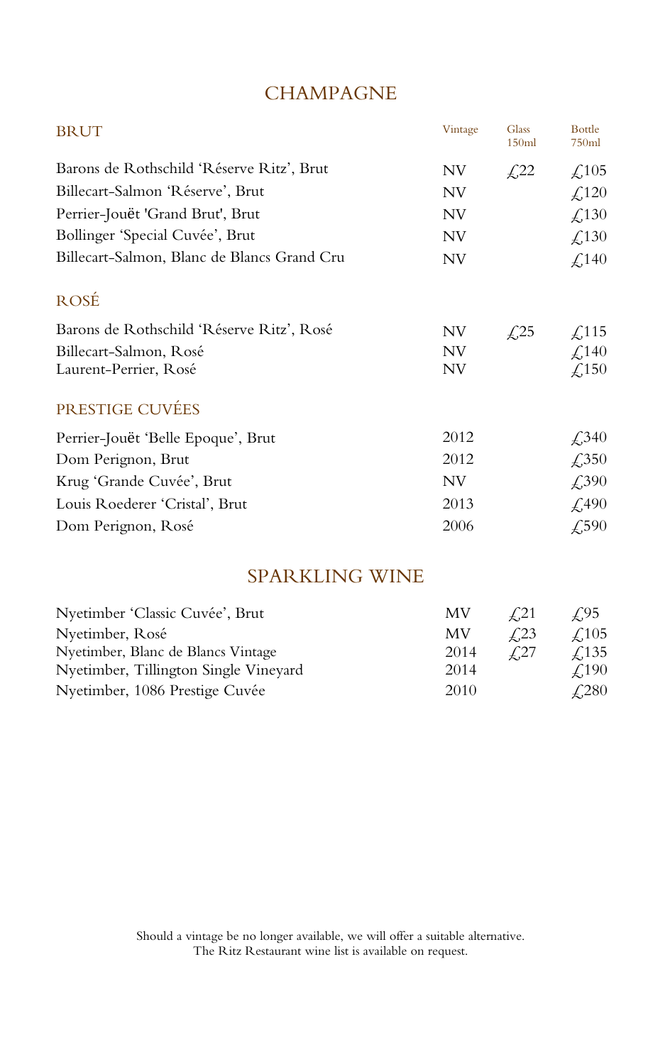# CHAMPAGNE

| BRUT | Vintage | Glass 150ml | Bottle 750ml |
|---|---|---|---|
| Barons de Rothschild 'Réserve Ritz', Brut | NV | £22 | £105 |
| Billecart-Salmon 'Réserve', Brut | NV | | £120 |
| Perrier-Jouët 'Grand Brut', Brut | NV | | £130 |
| Bollinger 'Special Cuvée', Brut | NV | | £130 |
| Billecart-Salmon, Blanc de Blancs Grand Cru | NV | | £140 |
| **ROSÉ** | | | |
| Barons de Rothschild 'Réserve Ritz', Rosé | NV | £25 | £115 |
| Billecart-Salmon, Rosé | NV | | £140 |
| Laurent-Perrier, Rosé | NV | | £150 |
| **PRESTIGE CUVÉES** | | | |
| Perrier-Jouët 'Belle Epoque', Brut | 2012 | | £340 |
| Dom Perignon, Brut | 2012 | | £350 |
| Krug 'Grande Cuvée', Brut | NV | | £390 |
| Louis Roederer 'Cristal', Brut | 2013 | | £490 |
| Dom Perignon, Rosé | 2006 | | £590 |

# SPARKLING WINE

| | | | |
|---|---|---|---|
| Nyetimber 'Classic Cuvée', Brut | MV | £21 | £95 |
| Nyetimber, Rosé | MV | £23 | £105 |
| Nyetimber, Blanc de Blancs Vintage | 2014 | £27 | £135 |
| Nyetimber, Tillington Single Vineyard | 2014 | | £190 |
| Nyetimber, 1086 Prestige Cuvée | 2010 | | £280 |

Should a vintage be no longer available, we will offer a suitable alternative.
The Ritz Restaurant wine list is available on request.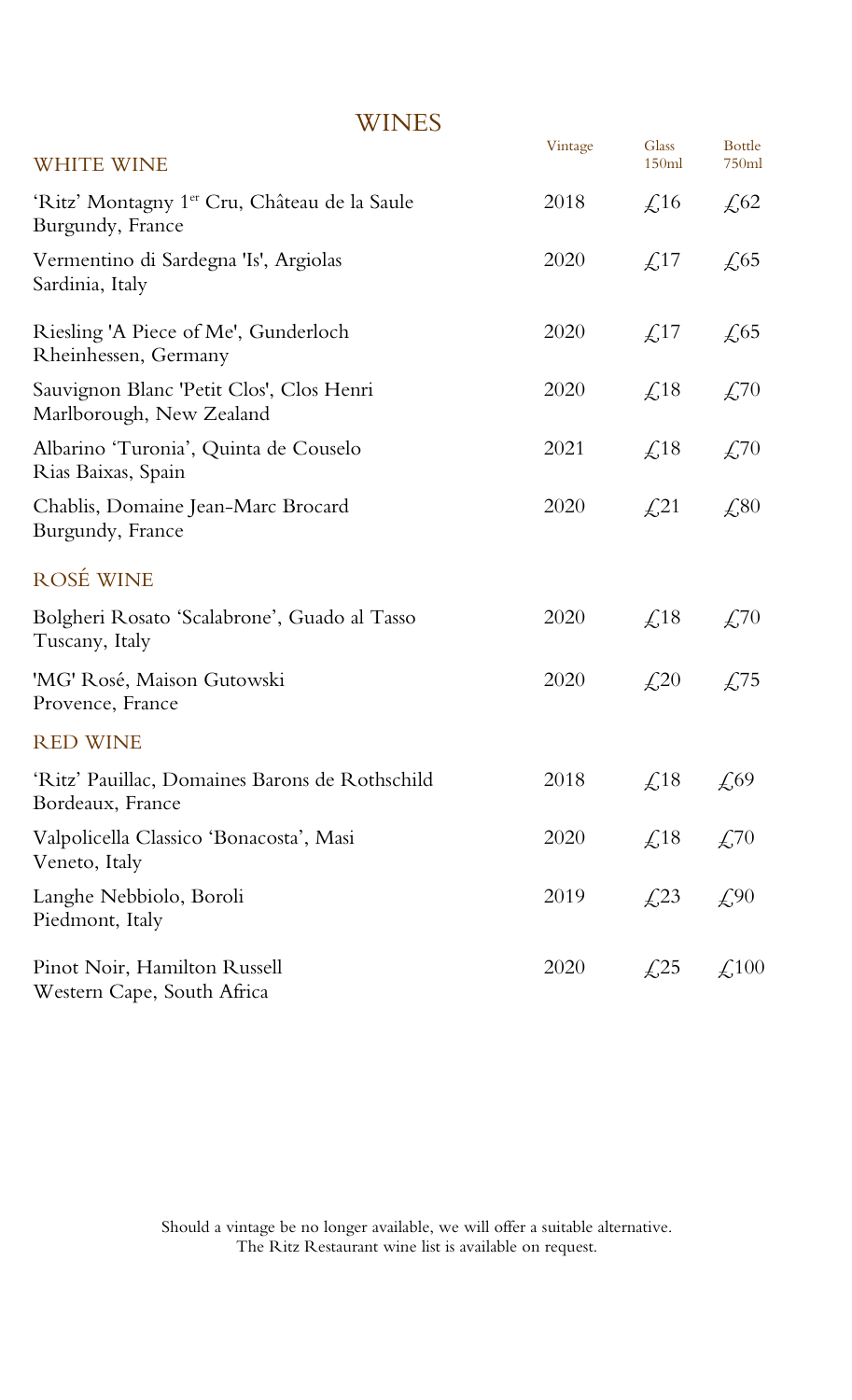# WINES

| WHITE WINE | Vintage | Glass 150ml | Bottle 750ml |
|---|---|---|---|
| 'Ritz' Montagny 1er Cru, Château de la Saule<br>Burgundy, France | 2018 | £16 | £62 |
| Vermentino di Sardegna 'Is', Argiolas<br>Sardinia, Italy | 2020 | £17 | £65 |
| Riesling 'A Piece of Me', Gunderloch<br>Rheinhessen, Germany | 2020 | £17 | £65 |
| Sauvignon Blanc 'Petit Clos', Clos Henri<br>Marlborough, New Zealand | 2020 | £18 | £70 |
| Albarino 'Turonia', Quinta de Couselo<br>Rias Baixas, Spain | 2021 | £18 | £70 |
| Chablis, Domaine Jean-Marc Brocard<br>Burgundy, France | 2020 | £21 | £80 |
| **ROSÉ WINE** | | | |
| Bolgheri Rosato 'Scalabrone', Guado al Tasso<br>Tuscany, Italy | 2020 | £18 | £70 |
| 'MG' Rosé, Maison Gutowski<br>Provence, France | 2020 | £20 | £75 |
| **RED WINE** | | | |
| 'Ritz' Pauillac, Domaines Barons de Rothschild<br>Bordeaux, France | 2018 | £18 | £69 |
| Valpolicella Classico 'Bonacosta', Masi<br>Veneto, Italy | 2020 | £18 | £70 |
| Langhe Nebbiolo, Boroli<br>Piedmont, Italy | 2019 | £23 | £90 |
| Pinot Noir, Hamilton Russell<br>Western Cape, South Africa | 2020 | £25 | £100 |

Should a vintage be no longer available, we will offer a suitable alternative.
The Ritz Restaurant wine list is available on request.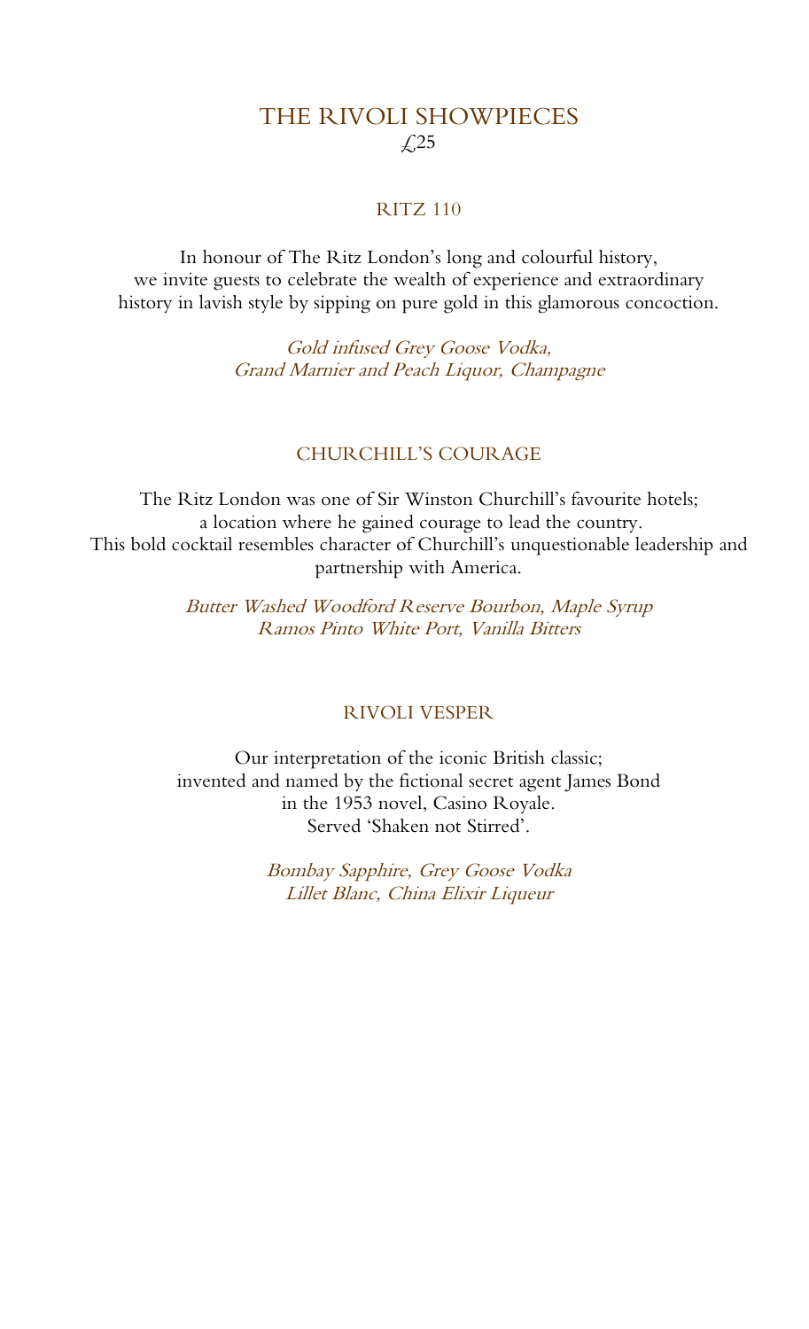# THE RIVOLI SHOWPIECES

£25

## RITZ 110

In honour of The Ritz London's long and colourful history,
we invite guests to celebrate the wealth of experience and extraordinary
history in lavish style by sipping on pure gold in this glamorous concoction.

*Gold infused Grey Goose Vodka,*
*Grand Marnier and Peach Liquor, Champagne*

## CHURCHILL'S COURAGE

The Ritz London was one of Sir Winston Churchill's favourite hotels;
a location where he gained courage to lead the country.
This bold cocktail resembles character of Churchill's unquestionable leadership and partnership with America.

*Butter Washed Woodford Reserve Bourbon, Maple Syrup*
*Ramos Pinto White Port, Vanilla Bitters*

## RIVOLI VESPER

Our interpretation of the iconic British classic;
invented and named by the fictional secret agent James Bond
in the 1953 novel, Casino Royale.
Served 'Shaken not Stirred'.

*Bombay Sapphire, Grey Goose Vodka*
*Lillet Blanc, China Elixir Liqueur*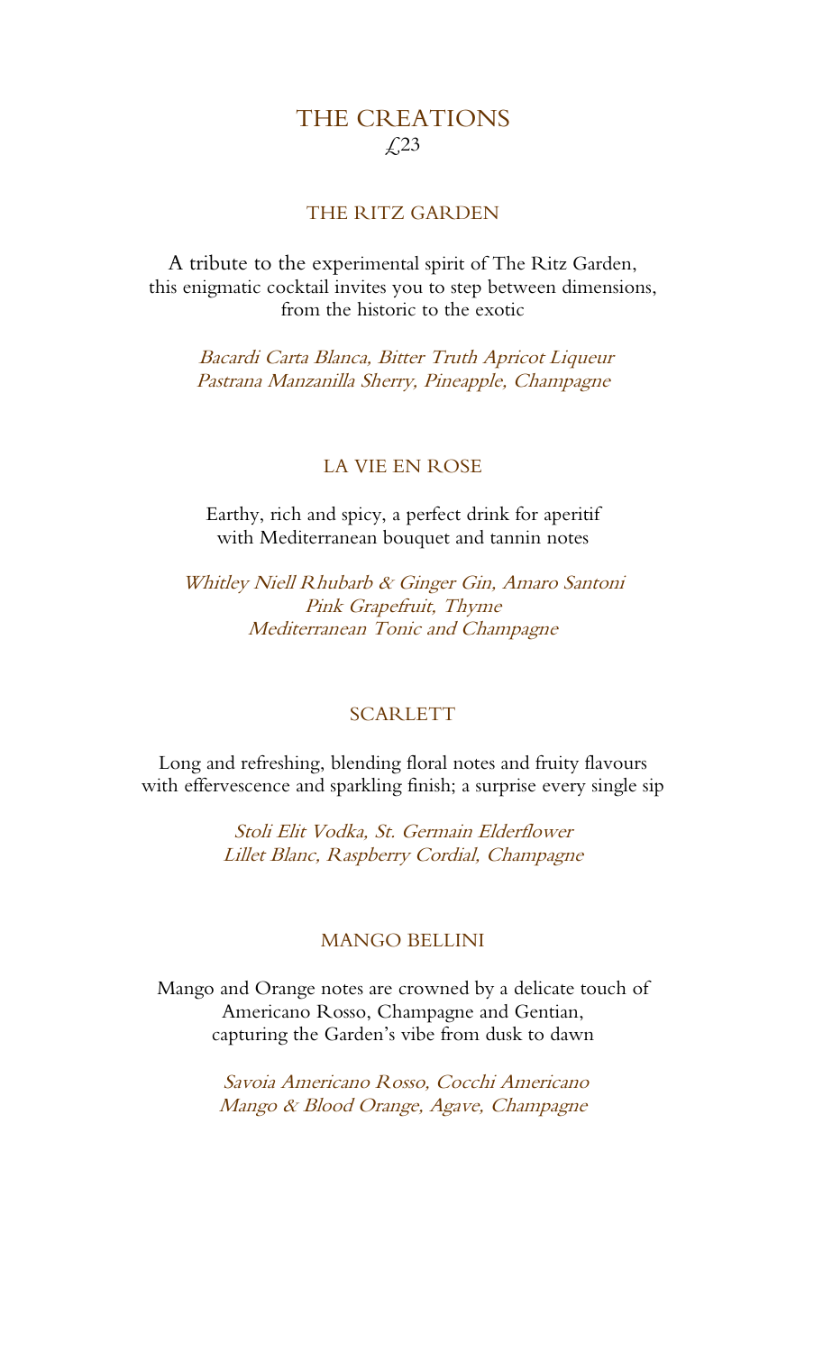# THE CREATIONS

£23

## THE RITZ GARDEN

A tribute to the experimental spirit of The Ritz Garden,
this enigmatic cocktail invites you to step between dimensions,
from the historic to the exotic

*Bacardi Carta Blanca, Bitter Truth Apricot Liqueur*
*Pastrana Manzanilla Sherry, Pineapple, Champagne*

## LA VIE EN ROSE

Earthy, rich and spicy, a perfect drink for aperitif
with Mediterranean bouquet and tannin notes

*Whitley Niell Rhubarb & Ginger Gin, Amaro Santoni*
*Pink Grapefruit, Thyme*
*Mediterranean Tonic and Champagne*

## SCARLETT

Long and refreshing, blending floral notes and fruity flavours
with effervescence and sparkling finish; a surprise every single sip

*Stoli Elit Vodka, St. Germain Elderflower*
*Lillet Blanc, Raspberry Cordial, Champagne*

## MANGO BELLINI

Mango and Orange notes are crowned by a delicate touch of
Americano Rosso, Champagne and Gentian,
capturing the Garden's vibe from dusk to dawn

*Savoia Americano Rosso, Cocchi Americano*
*Mango & Blood Orange, Agave, Champagne*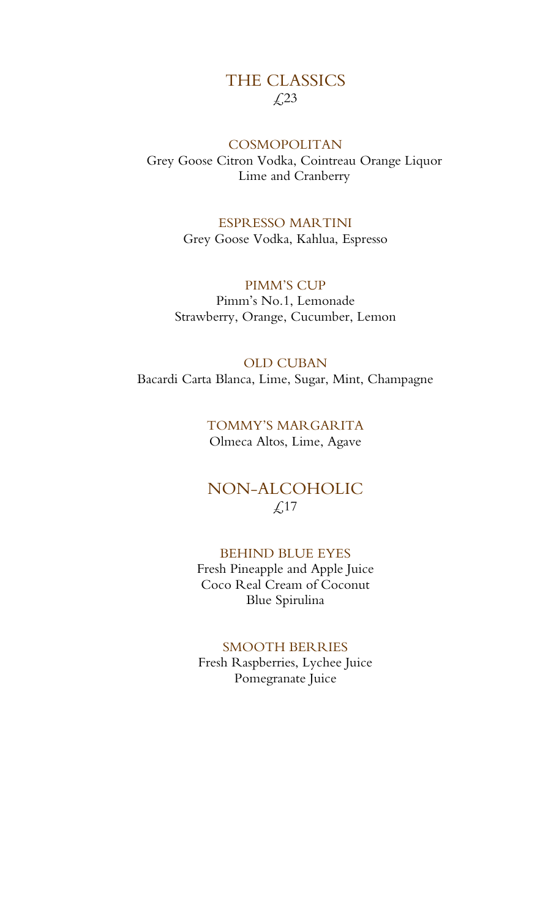# THE CLASSICS

£23

### COSMOPOLITAN

Grey Goose Citron Vodka, Cointreau Orange Liquor
Lime and Cranberry

### ESPRESSO MARTINI

Grey Goose Vodka, Kahlua, Espresso

### PIMM'S CUP

Pimm's No.1, Lemonade
Strawberry, Orange, Cucumber, Lemon

### OLD CUBAN

Bacardi Carta Blanca, Lime, Sugar, Mint, Champagne

### TOMMY'S MARGARITA

Olmeca Altos, Lime, Agave

# NON-ALCOHOLIC

£17

### BEHIND BLUE EYES

Fresh Pineapple and Apple Juice
Coco Real Cream of Coconut
Blue Spirulina

### SMOOTH BERRIES

Fresh Raspberries, Lychee Juice
Pomegranate Juice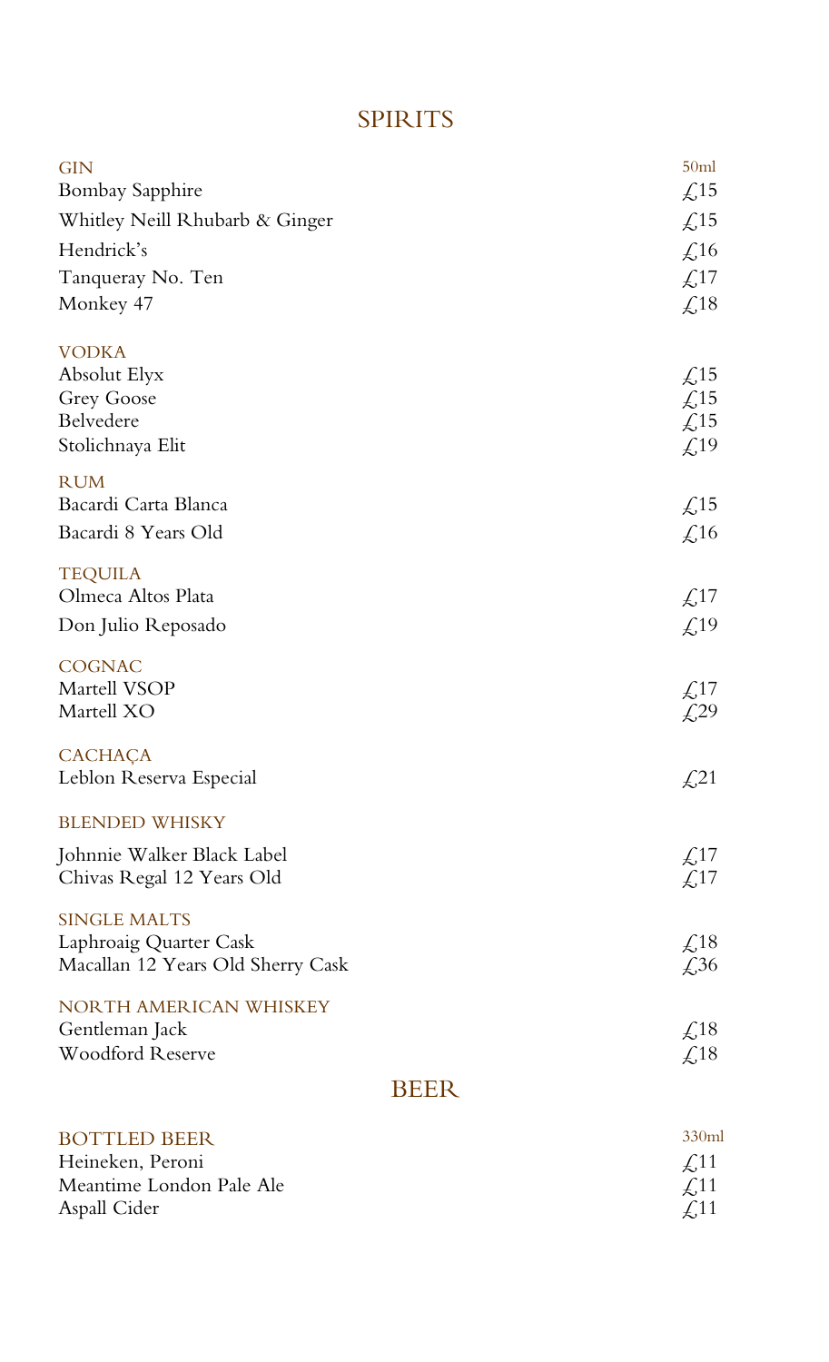# SPIRITS

| GIN | 50ml |
|---|---|
| Bombay Sapphire | £15 |
| Whitley Neill Rhubarb & Ginger | £15 |
| Hendrick's | £16 |
| Tanqueray No. Ten | £17 |
| Monkey 47 | £18 |

| VODKA | |
|---|---|
| Absolut Elyx | £15 |
| Grey Goose | £15 |
| Belvedere | £15 |
| Stolichnaya Elit | £19 |

| RUM | |
|---|---|
| Bacardi Carta Blanca | £15 |
| Bacardi 8 Years Old | £16 |

| TEQUILA | |
|---|---|
| Olmeca Altos Plata | £17 |
| Don Julio Reposado | £19 |

| COGNAC | |
|---|---|
| Martell VSOP | £17 |
| Martell XO | £29 |

| CACHAÇA | |
|---|---|
| Leblon Reserva Especial | £21 |

| BLENDED WHISKY | |
|---|---|
| Johnnie Walker Black Label | £17 |
| Chivas Regal 12 Years Old | £17 |

| SINGLE MALTS | |
|---|---|
| Laphroaig Quarter Cask | £18 |
| Macallan 12 Years Old Sherry Cask | £36 |

| NORTH AMERICAN WHISKEY | |
|---|---|
| Gentleman Jack | £18 |
| Woodford Reserve | £18 |

# BEER

| BOTTLED BEER | 330ml |
|---|---|
| Heineken, Peroni | £11 |
| Meantime London Pale Ale | £11 |
| Aspall Cider | £11 |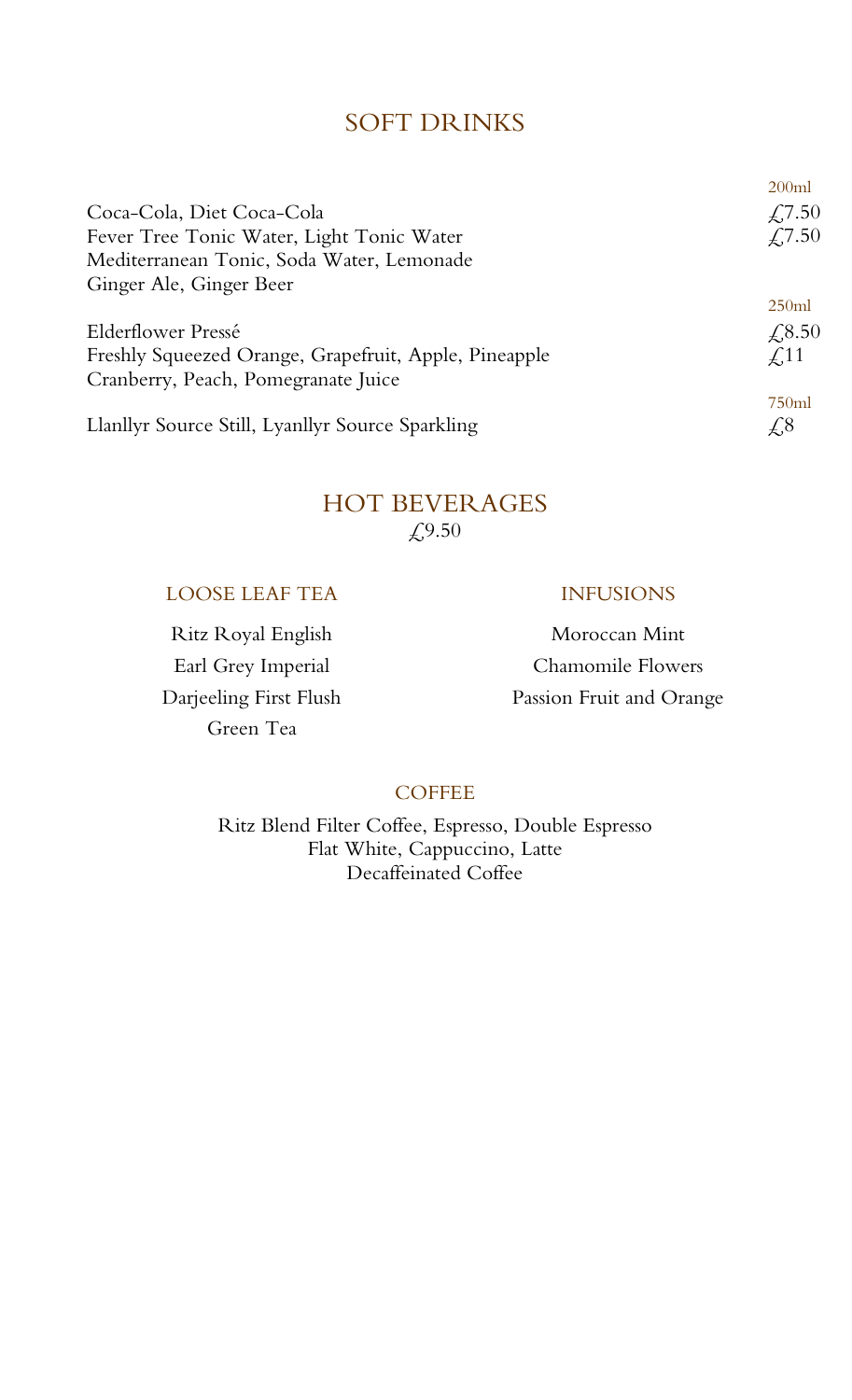## SOFT DRINKS

| | 200ml |
|---|---|
| Coca-Cola, Diet Coca-Cola | £7.50 |
| Fever Tree Tonic Water, Light Tonic Water<br>Mediterranean Tonic, Soda Water, Lemonade<br>Ginger Ale, Ginger Beer | £7.50 |
| | **250ml** |
| Elderflower Pressé | £8.50 |
| Freshly Squeezed Orange, Grapefruit, Apple, Pineapple<br>Cranberry, Peach, Pomegranate Juice | £11 |
| | **750ml** |
| Llanllyr Source Still, Lyanllyr Source Sparkling | £8 |

## HOT BEVERAGES

£9.50

### LOOSE LEAF TEA

Ritz Royal English
Earl Grey Imperial
Darjeeling First Flush
Green Tea

### INFUSIONS

Moroccan Mint
Chamomile Flowers
Passion Fruit and Orange

### COFFEE

Ritz Blend Filter Coffee, Espresso, Double Espresso
Flat White, Cappuccino, Latte
Decaffeinated Coffee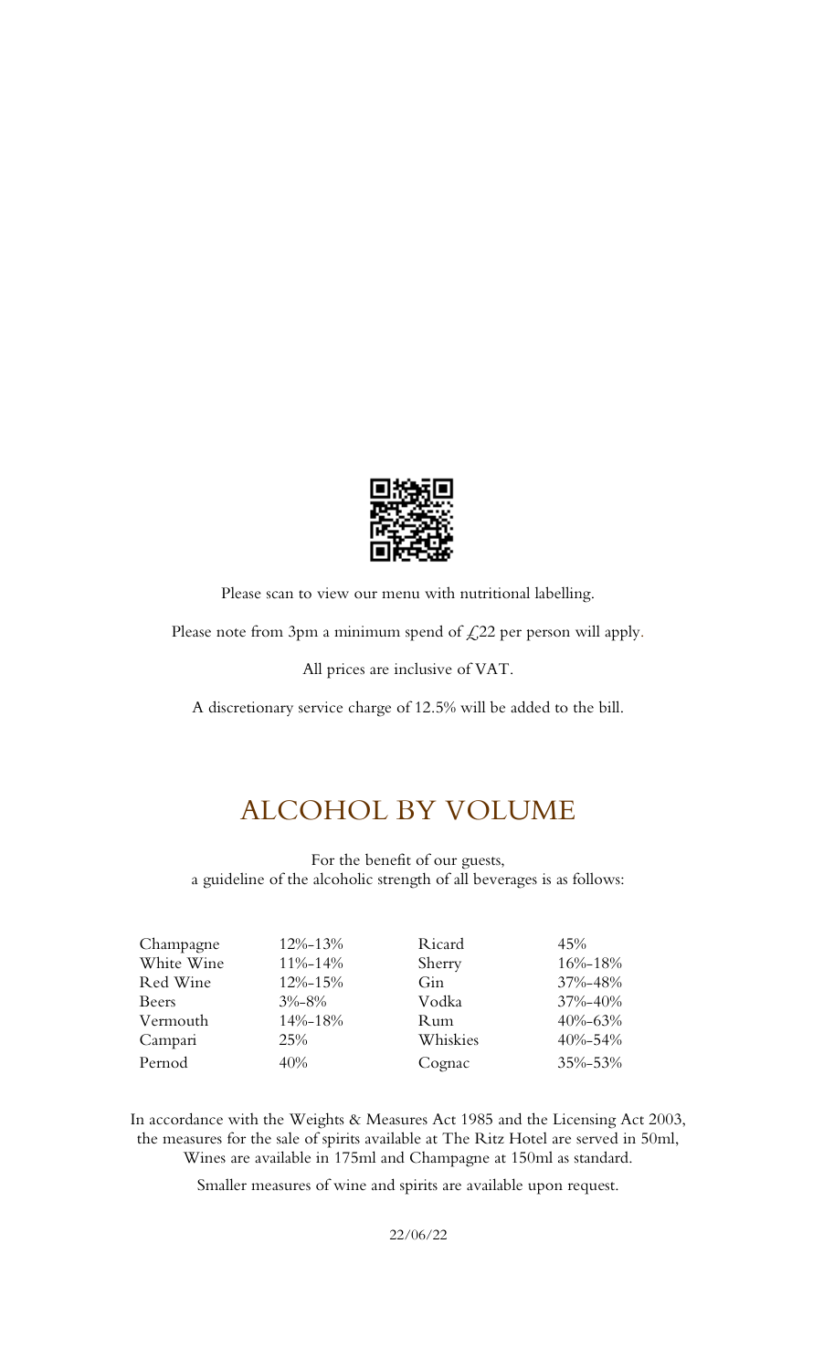Please scan to view our menu with nutritional labelling.

Please note from 3pm a minimum spend of £22 per person will apply.

All prices are inclusive of VAT.

A discretionary service charge of 12.5% will be added to the bill.

# ALCOHOL BY VOLUME

For the benefit of our guests,
a guideline of the alcoholic strength of all beverages is as follows:

| | | | |
|---|---|---|---|
| Champagne | 12%-13% | Ricard | 45% |
| White Wine | 11%-14% | Sherry | 16%-18% |
| Red Wine | 12%-15% | Gin | 37%-48% |
| Beers | 3%-8% | Vodka | 37%-40% |
| Vermouth | 14%-18% | Rum | 40%-63% |
| Campari | 25% | Whiskies | 40%-54% |
| Pernod | 40% | Cognac | 35%-53% |

In accordance with the Weights & Measures Act 1985 and the Licensing Act 2003, the measures for the sale of spirits available at The Ritz Hotel are served in 50ml, Wines are available in 175ml and Champagne at 150ml as standard.

Smaller measures of wine and spirits are available upon request.

22/06/22